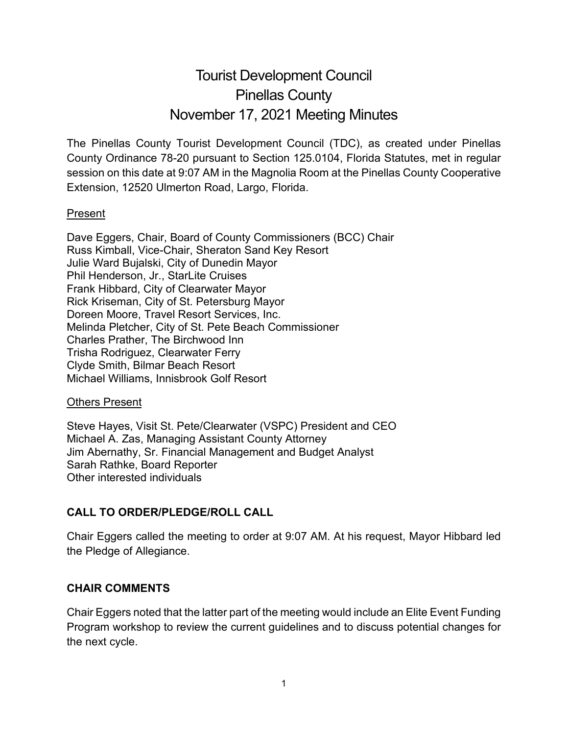# Tourist Development Council
# Pinellas County
# November 17, 2021 Meeting Minutes

The Pinellas County Tourist Development Council (TDC), as created under Pinellas County Ordinance 78-20 pursuant to Section 125.0104, Florida Statutes, met in regular session on this date at 9:07 AM in the Magnolia Room at the Pinellas County Cooperative Extension, 12520 Ulmerton Road, Largo, Florida.

Present

Dave Eggers, Chair, Board of County Commissioners (BCC) Chair
Russ Kimball, Vice-Chair, Sheraton Sand Key Resort
Julie Ward Bujalski, City of Dunedin Mayor
Phil Henderson, Jr., StarLite Cruises
Frank Hibbard, City of Clearwater Mayor
Rick Kriseman, City of St. Petersburg Mayor
Doreen Moore, Travel Resort Services, Inc.
Melinda Pletcher, City of St. Pete Beach Commissioner
Charles Prather, The Birchwood Inn
Trisha Rodriguez, Clearwater Ferry
Clyde Smith, Bilmar Beach Resort
Michael Williams, Innisbrook Golf Resort

Others Present

Steve Hayes, Visit St. Pete/Clearwater (VSPC) President and CEO
Michael A. Zas, Managing Assistant County Attorney
Jim Abernathy, Sr. Financial Management and Budget Analyst
Sarah Rathke, Board Reporter
Other interested individuals

## CALL TO ORDER/PLEDGE/ROLL CALL

Chair Eggers called the meeting to order at 9:07 AM. At his request, Mayor Hibbard led the Pledge of Allegiance.

## CHAIR COMMENTS

Chair Eggers noted that the latter part of the meeting would include an Elite Event Funding Program workshop to review the current guidelines and to discuss potential changes for the next cycle.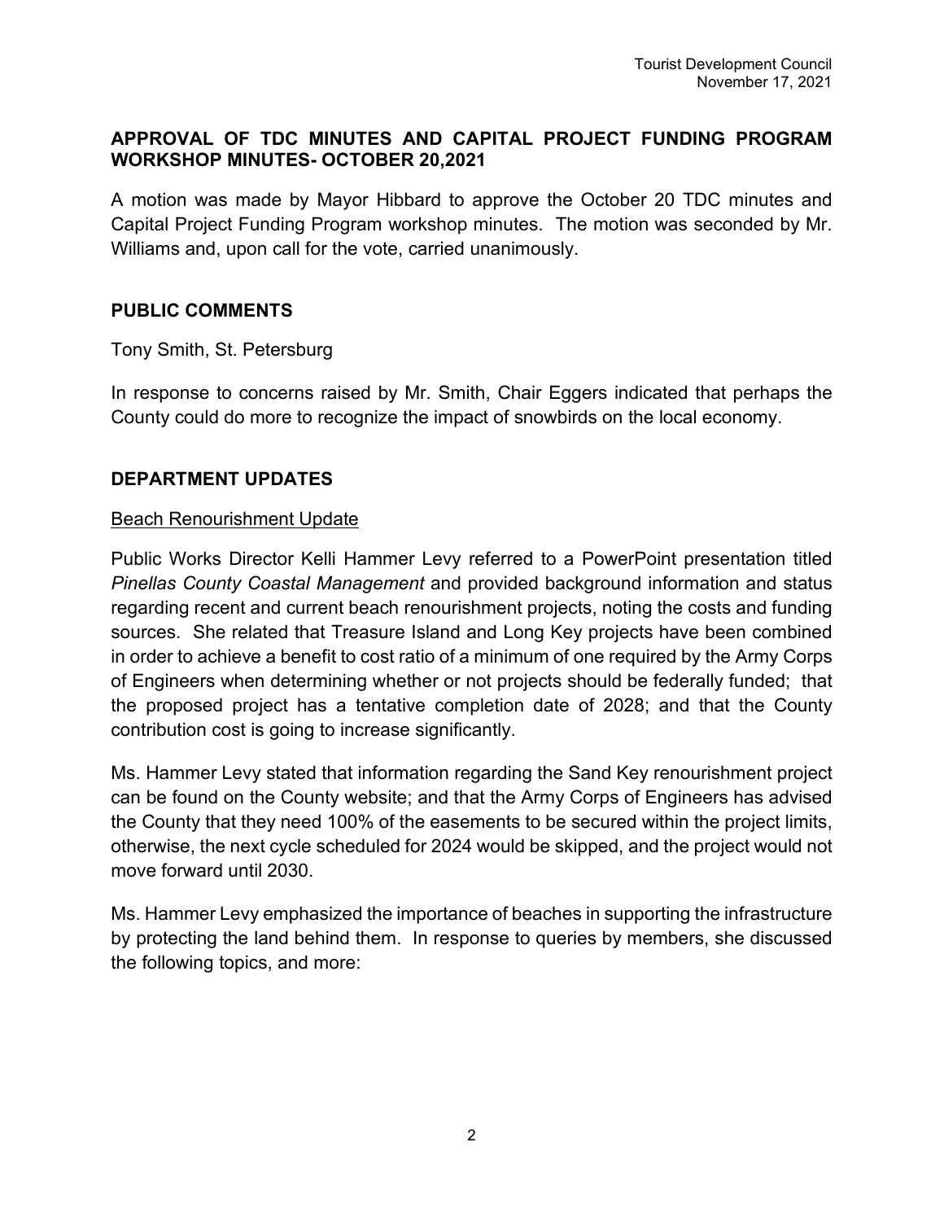## APPROVAL OF TDC MINUTES AND CAPITAL PROJECT FUNDING PROGRAM WORKSHOP MINUTES- OCTOBER 20,2021

A motion was made by Mayor Hibbard to approve the October 20 TDC minutes and Capital Project Funding Program workshop minutes. The motion was seconded by Mr. Williams and, upon call for the vote, carried unanimously.

## PUBLIC COMMENTS

Tony Smith, St. Petersburg

In response to concerns raised by Mr. Smith, Chair Eggers indicated that perhaps the County could do more to recognize the impact of snowbirds on the local economy.

## DEPARTMENT UPDATES

<u>Beach Renourishment Update</u>

Public Works Director Kelli Hammer Levy referred to a PowerPoint presentation titled *Pinellas County Coastal Management* and provided background information and status regarding recent and current beach renourishment projects, noting the costs and funding sources. She related that Treasure Island and Long Key projects have been combined in order to achieve a benefit to cost ratio of a minimum of one required by the Army Corps of Engineers when determining whether or not projects should be federally funded; that the proposed project has a tentative completion date of 2028; and that the County contribution cost is going to increase significantly.

Ms. Hammer Levy stated that information regarding the Sand Key renourishment project can be found on the County website; and that the Army Corps of Engineers has advised the County that they need 100% of the easements to be secured within the project limits, otherwise, the next cycle scheduled for 2024 would be skipped, and the project would not move forward until 2030.

Ms. Hammer Levy emphasized the importance of beaches in supporting the infrastructure by protecting the land behind them. In response to queries by members, she discussed the following topics, and more: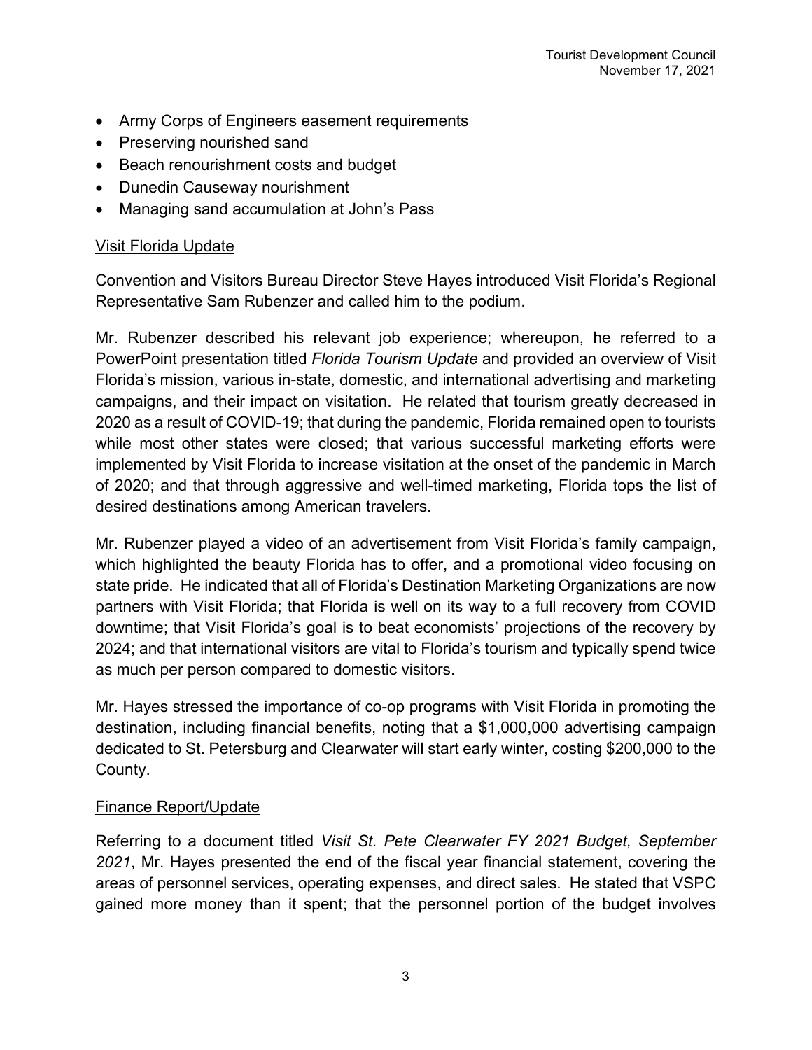- Army Corps of Engineers easement requirements
- Preserving nourished sand
- Beach renourishment costs and budget
- Dunedin Causeway nourishment
- Managing sand accumulation at John's Pass

<u>Visit Florida Update</u>

Convention and Visitors Bureau Director Steve Hayes introduced Visit Florida's Regional Representative Sam Rubenzer and called him to the podium.

Mr. Rubenzer described his relevant job experience; whereupon, he referred to a PowerPoint presentation titled *Florida Tourism Update* and provided an overview of Visit Florida's mission, various in-state, domestic, and international advertising and marketing campaigns, and their impact on visitation. He related that tourism greatly decreased in 2020 as a result of COVID-19; that during the pandemic, Florida remained open to tourists while most other states were closed; that various successful marketing efforts were implemented by Visit Florida to increase visitation at the onset of the pandemic in March of 2020; and that through aggressive and well-timed marketing, Florida tops the list of desired destinations among American travelers.

Mr. Rubenzer played a video of an advertisement from Visit Florida's family campaign, which highlighted the beauty Florida has to offer, and a promotional video focusing on state pride. He indicated that all of Florida's Destination Marketing Organizations are now partners with Visit Florida; that Florida is well on its way to a full recovery from COVID downtime; that Visit Florida's goal is to beat economists' projections of the recovery by 2024; and that international visitors are vital to Florida's tourism and typically spend twice as much per person compared to domestic visitors.

Mr. Hayes stressed the importance of co-op programs with Visit Florida in promoting the destination, including financial benefits, noting that a $1,000,000 advertising campaign dedicated to St. Petersburg and Clearwater will start early winter, costing $200,000 to the County.

<u>Finance Report/Update</u>

Referring to a document titled *Visit St. Pete Clearwater FY 2021 Budget, September 2021*, Mr. Hayes presented the end of the fiscal year financial statement, covering the areas of personnel services, operating expenses, and direct sales. He stated that VSPC gained more money than it spent; that the personnel portion of the budget involves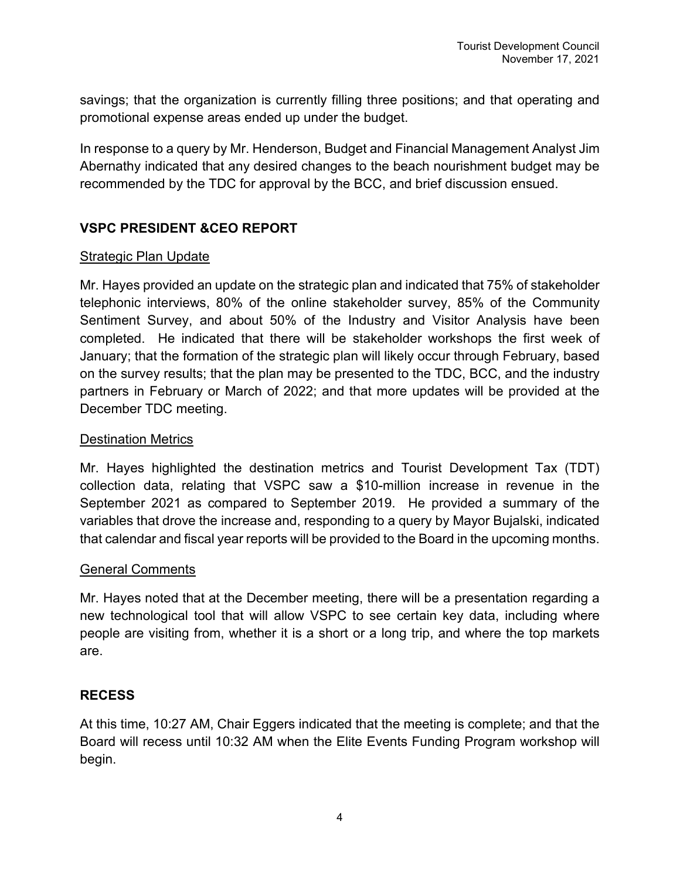savings; that the organization is currently filling three positions; and that operating and promotional expense areas ended up under the budget.

In response to a query by Mr. Henderson, Budget and Financial Management Analyst Jim Abernathy indicated that any desired changes to the beach nourishment budget may be recommended by the TDC for approval by the BCC, and brief discussion ensued.

## VSPC PRESIDENT &CEO REPORT

### Strategic Plan Update

Mr. Hayes provided an update on the strategic plan and indicated that 75% of stakeholder telephonic interviews, 80% of the online stakeholder survey, 85% of the Community Sentiment Survey, and about 50% of the Industry and Visitor Analysis have been completed. He indicated that there will be stakeholder workshops the first week of January; that the formation of the strategic plan will likely occur through February, based on the survey results; that the plan may be presented to the TDC, BCC, and the industry partners in February or March of 2022; and that more updates will be provided at the December TDC meeting.

### Destination Metrics

Mr. Hayes highlighted the destination metrics and Tourist Development Tax (TDT) collection data, relating that VSPC saw a $10-million increase in revenue in the September 2021 as compared to September 2019. He provided a summary of the variables that drove the increase and, responding to a query by Mayor Bujalski, indicated that calendar and fiscal year reports will be provided to the Board in the upcoming months.

### General Comments

Mr. Hayes noted that at the December meeting, there will be a presentation regarding a new technological tool that will allow VSPC to see certain key data, including where people are visiting from, whether it is a short or a long trip, and where the top markets are.

## RECESS

At this time, 10:27 AM, Chair Eggers indicated that the meeting is complete; and that the Board will recess until 10:32 AM when the Elite Events Funding Program workshop will begin.